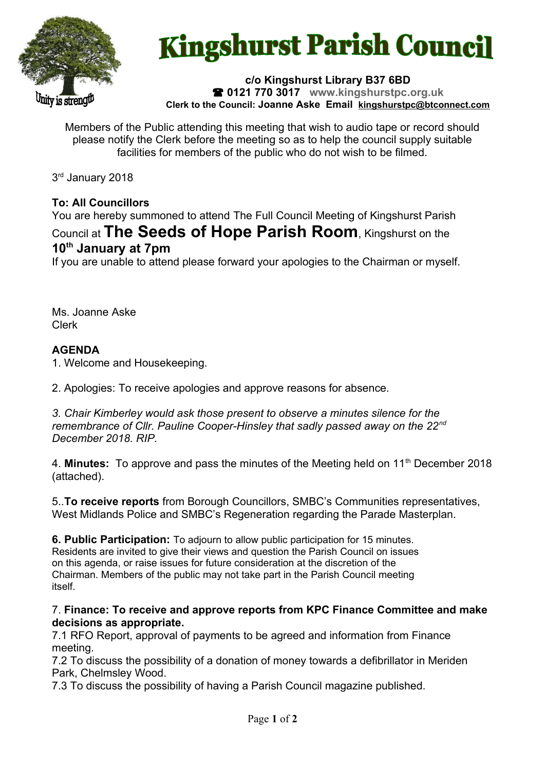# Kingshurst Parish Council

Unity is strength

**c/o Kingshurst Library B37 6BD**
**☎ 0121 770 3017** **www.kingshurstpc.org.uk**
**Clerk to the Council: Joanne Aske Email kingshurstpc@btconnect.com**

Members of the Public attending this meeting that wish to audio tape or record should please notify the Clerk before the meeting so as to help the council supply suitable facilities for members of the public who do not wish to be filmed.

3rd January 2018

**To: All Councillors**
You are hereby summoned to attend The Full Council Meeting of Kingshurst Parish Council at **The Seeds of Hope Parish Room**, Kingshurst on the **10th January at 7pm**
If you are unable to attend please forward your apologies to the Chairman or myself.

Ms. Joanne Aske
Clerk

**AGENDA**

1. Welcome and Housekeeping.

2. Apologies: To receive apologies and approve reasons for absence.

*3. Chair Kimberley would ask those present to observe a minutes silence for the remembrance of Cllr. Pauline Cooper-Hinsley that sadly passed away on the 22nd December 2018. RIP.*

4. **Minutes:** To approve and pass the minutes of the Meeting held on 11th December 2018 (attached).

5..**To receive reports** from Borough Councillors, SMBC's Communities representatives, West Midlands Police and SMBC's Regeneration regarding the Parade Masterplan.

**6. Public Participation:** To adjourn to allow public participation for 15 minutes. Residents are invited to give their views and question the Parish Council on issues on this agenda, or raise issues for future consideration at the discretion of the Chairman. Members of the public may not take part in the Parish Council meeting itself.

7. **Finance: To receive and approve reports from KPC Finance Committee and make decisions as appropriate.**
7.1 RFO Report, approval of payments to be agreed and information from Finance meeting.
7.2 To discuss the possibility of a donation of money towards a defibrillator in Meriden Park, Chelmsley Wood.
7.3 To discuss the possibility of having a Parish Council magazine published.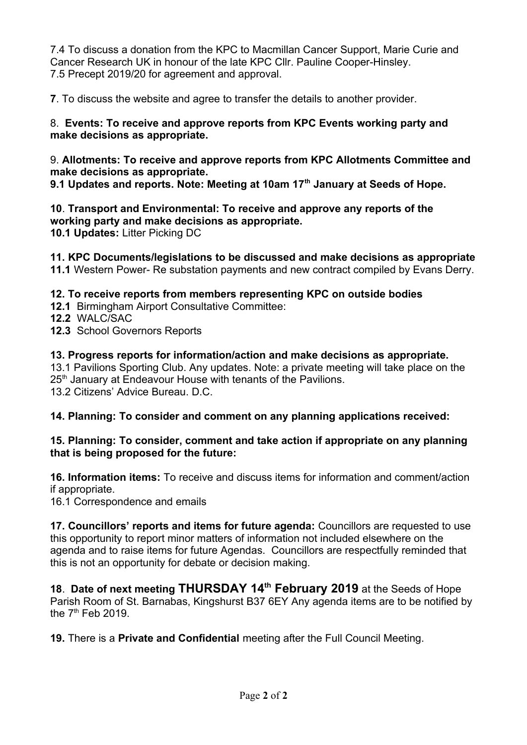7.4 To discuss a donation from the KPC to Macmillan Cancer Support, Marie Curie and Cancer Research UK in honour of the late KPC Cllr. Pauline Cooper-Hinsley.
7.5 Precept 2019/20 for agreement and approval.

**7**. To discuss the website and agree to transfer the details to another provider.

8. **Events: To receive and approve reports from KPC Events working party and make decisions as appropriate.**

9. **Allotments: To receive and approve reports from KPC Allotments Committee and make decisions as appropriate.**
**9.1 Updates and reports. Note: Meeting at 10am 17th January at Seeds of Hope.**

**10**. **Transport and Environmental: To receive and approve any reports of the working party and make decisions as appropriate.**
**10.1 Updates:** Litter Picking DC

**11. KPC Documents/legislations to be discussed and make decisions as appropriate**
**11.1** Western Power- Re substation payments and new contract compiled by Evans Derry.

**12. To receive reports from members representing KPC on outside bodies**
**12.1** Birmingham Airport Consultative Committee:
**12.2** WALC/SAC
**12.3** School Governors Reports

**13. Progress reports for information/action and make decisions as appropriate.**
13.1 Pavilions Sporting Club. Any updates. Note: a private meeting will take place on the 25th January at Endeavour House with tenants of the Pavilions.
13.2 Citizens' Advice Bureau. D.C.

**14. Planning: To consider and comment on any planning applications received:**

**15. Planning: To consider, comment and take action if appropriate on any planning that is being proposed for the future:**

**16. Information items:** To receive and discuss items for information and comment/action if appropriate.
16.1 Correspondence and emails

**17. Councillors' reports and items for future agenda:** Councillors are requested to use this opportunity to report minor matters of information not included elsewhere on the agenda and to raise items for future Agendas. Councillors are respectfully reminded that this is not an opportunity for debate or decision making.

**18**. **Date of next meeting THURSDAY 14th February 2019** at the Seeds of Hope Parish Room of St. Barnabas, Kingshurst B37 6EY Any agenda items are to be notified by the 7th Feb 2019.

**19.** There is a **Private and Confidential** meeting after the Full Council Meeting.